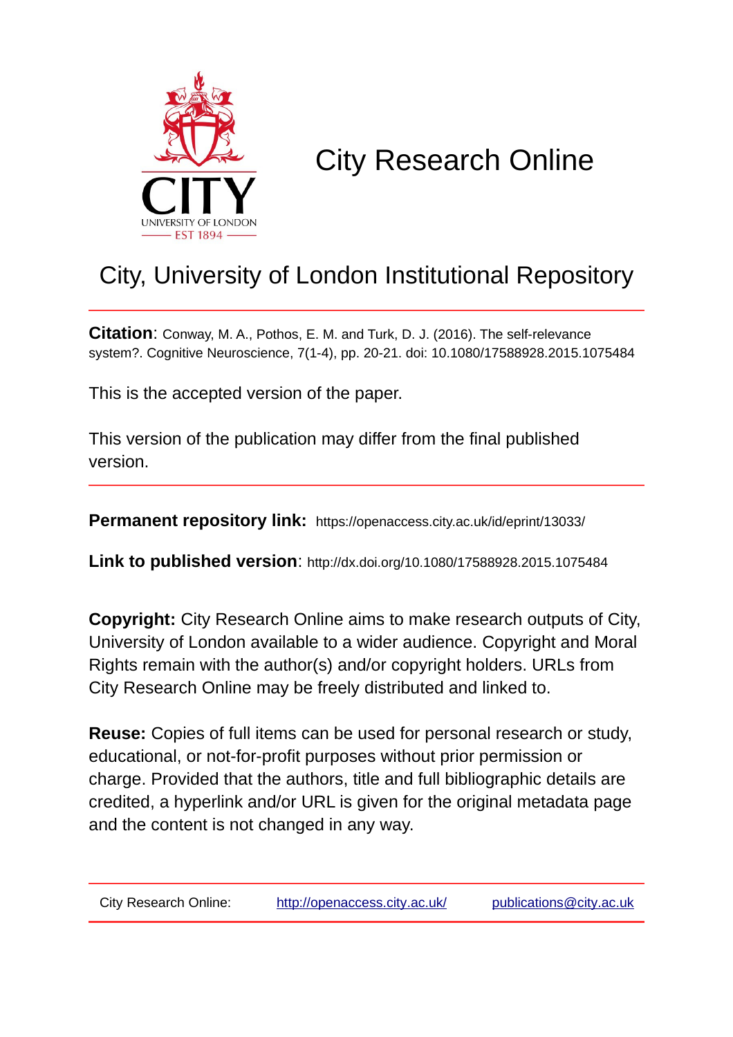# City Research Online

## City, University of London Institutional Repository

**Citation**: Conway, M. A., Pothos, E. M. and Turk, D. J. (2016). The self-relevance system?. Cognitive Neuroscience, 7(1-4), pp. 20-21. doi: 10.1080/17588928.2015.1075484

This is the accepted version of the paper.

This version of the publication may differ from the final published version.

**Permanent repository link:** https://openaccess.city.ac.uk/id/eprint/13033/

**Link to published version**: http://dx.doi.org/10.1080/17588928.2015.1075484

**Copyright:** City Research Online aims to make research outputs of City, University of London available to a wider audience. Copyright and Moral Rights remain with the author(s) and/or copyright holders. URLs from City Research Online may be freely distributed and linked to.

**Reuse:** Copies of full items can be used for personal research or study, educational, or not-for-profit purposes without prior permission or charge. Provided that the authors, title and full bibliographic details are credited, a hyperlink and/or URL is given for the original metadata page and the content is not changed in any way.

City Research Online: http://openaccess.city.ac.uk/ publications@city.ac.uk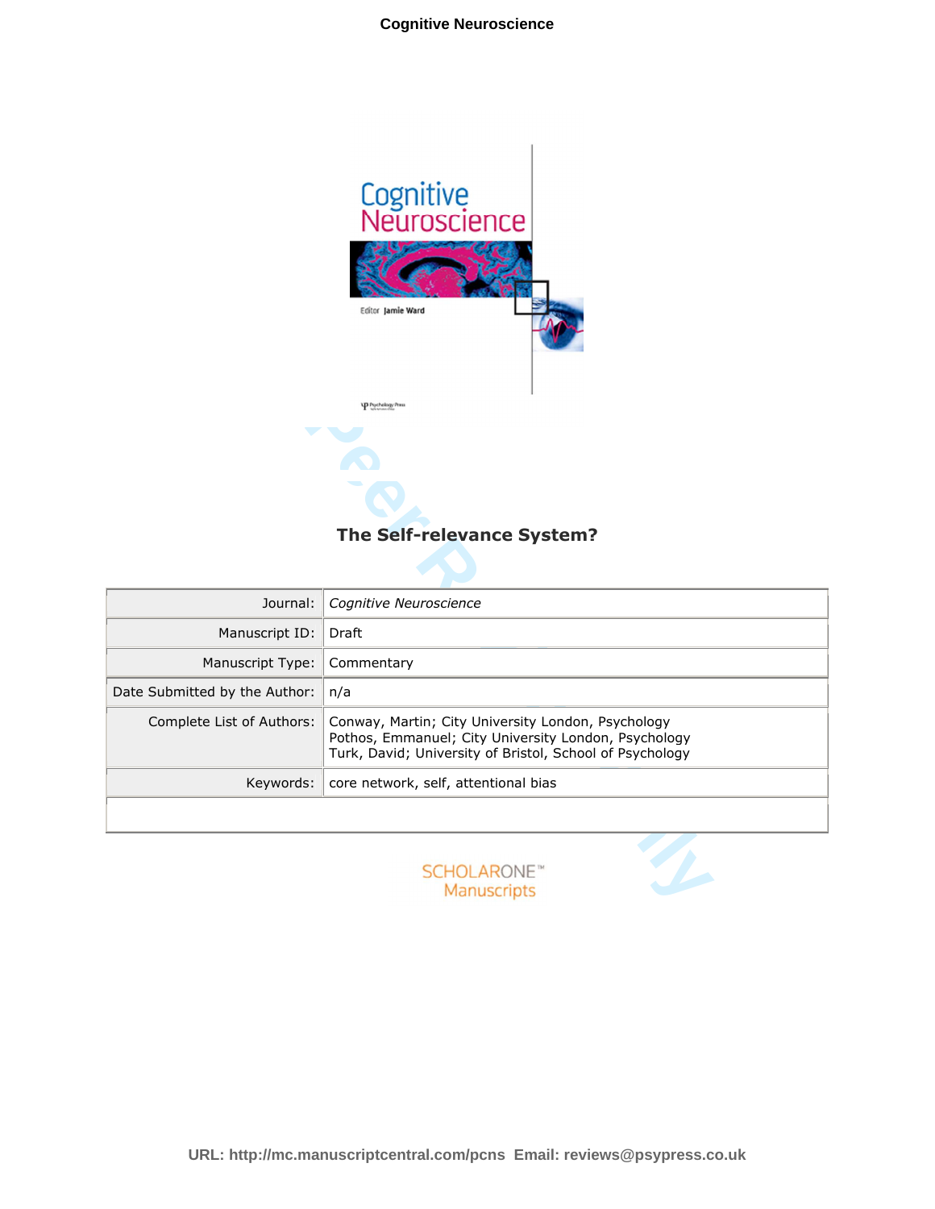# The Self-relevance System?

| Journal: | *Cognitive Neuroscience* |
|---|---|
| Manuscript ID: | Draft |
| Manuscript Type: | Commentary |
| Date Submitted by the Author: | n/a |
| Complete List of Authors: | Conway, Martin; City University London, Psychology<br>Pothos, Emmanuel; City University London, Psychology<br>Turk, David; University of Bristol, School of Psychology |
| Keywords: | core network, self, attentional bias |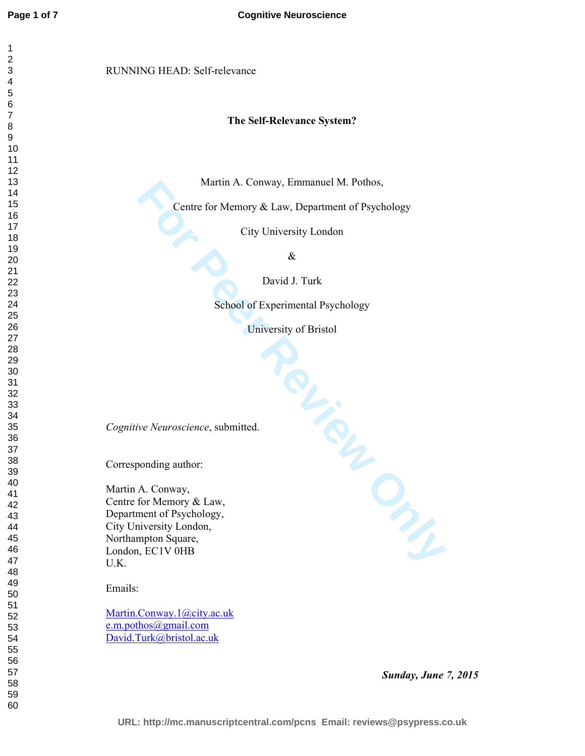RUNNING HEAD: Self-relevance

**The Self-Relevance System?**

Martin A. Conway, Emmanuel M. Pothos,

Centre for Memory & Law, Department of Psychology

City University London

&

David J. Turk

School of Experimental Psychology

University of Bristol

*Cognitive Neuroscience*, submitted.

Corresponding author:

Martin A. Conway,
Centre for Memory & Law,
Department of Psychology,
City University London,
Northampton Square,
London, EC1V 0HB
U.K.

Emails:

Martin.Conway.1@city.ac.uk
e.m.pothos@gmail.com
David.Turk@bristol.ac.uk

***Sunday, June 7, 2015***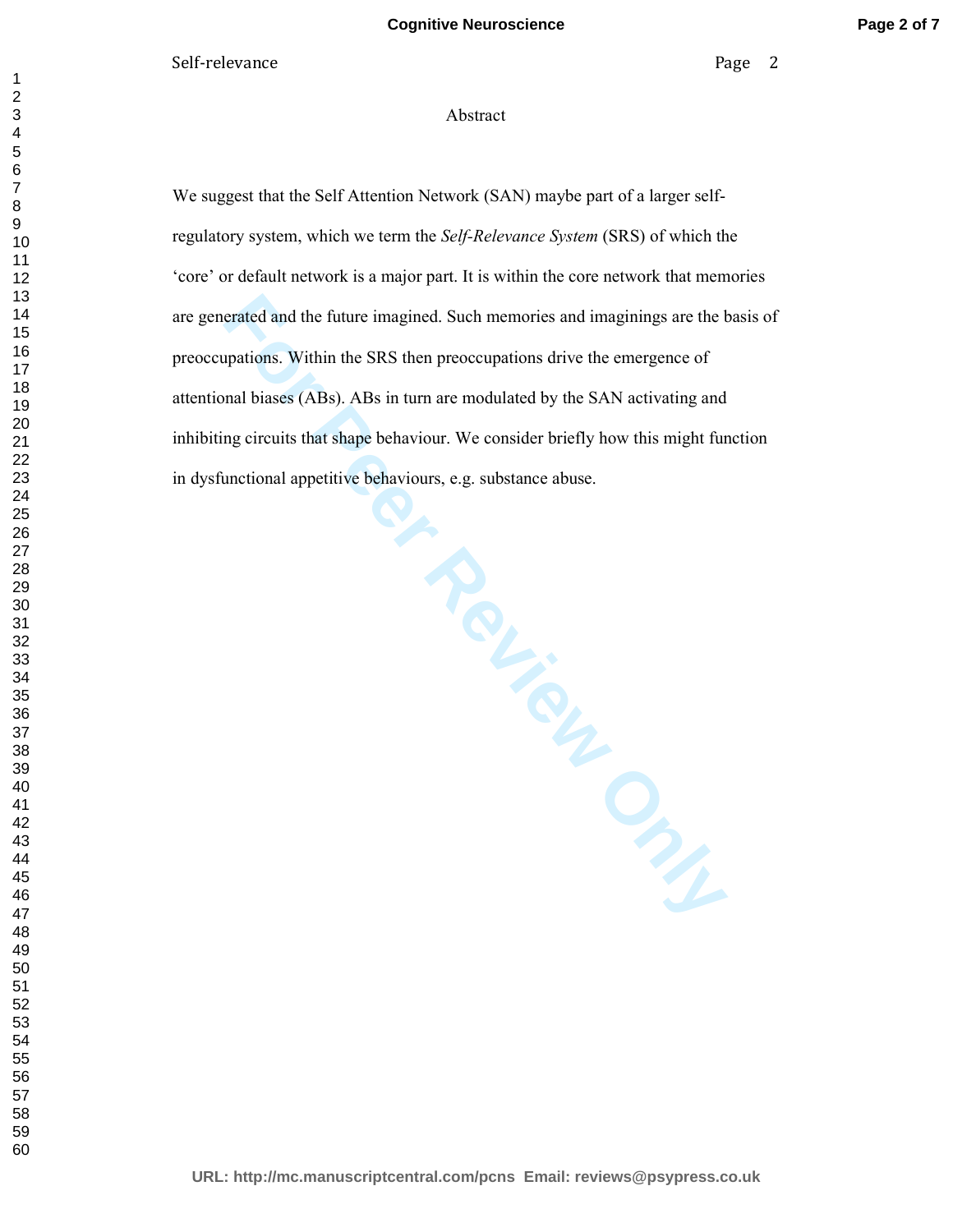# Abstract

We suggest that the Self Attention Network (SAN) maybe part of a larger self-regulatory system, which we term the *Self-Relevance System* (SRS) of which the 'core' or default network is a major part. It is within the core network that memories are generated and the future imagined. Such memories and imaginings are the basis of preoccupations. Within the SRS then preoccupations drive the emergence of attentional biases (ABs). ABs in turn are modulated by the SAN activating and inhibiting circuits that shape behaviour. We consider briefly how this might function in dysfunctional appetitive behaviours, e.g. substance abuse.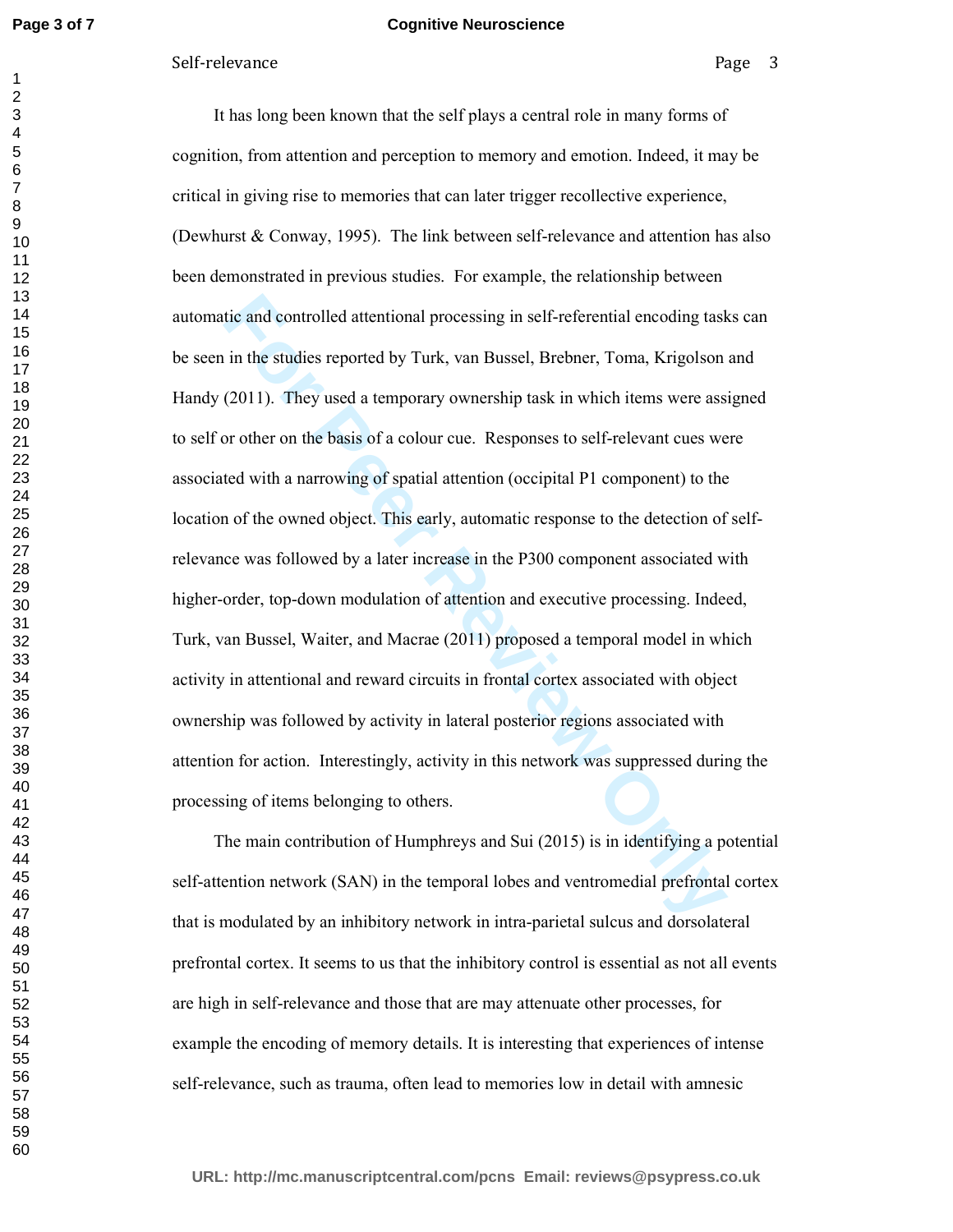It has long been known that the self plays a central role in many forms of cognition, from attention and perception to memory and emotion. Indeed, it may be critical in giving rise to memories that can later trigger recollective experience, (Dewhurst & Conway, 1995). The link between self-relevance and attention has also been demonstrated in previous studies. For example, the relationship between automatic and controlled attentional processing in self-referential encoding tasks can be seen in the studies reported by Turk, van Bussel, Brebner, Toma, Krigolson and Handy (2011). They used a temporary ownership task in which items were assigned to self or other on the basis of a colour cue. Responses to self-relevant cues were associated with a narrowing of spatial attention (occipital P1 component) to the location of the owned object. This early, automatic response to the detection of self-relevance was followed by a later increase in the P300 component associated with higher-order, top-down modulation of attention and executive processing. Indeed, Turk, van Bussel, Waiter, and Macrae (2011) proposed a temporal model in which activity in attentional and reward circuits in frontal cortex associated with object ownership was followed by activity in lateral posterior regions associated with attention for action. Interestingly, activity in this network was suppressed during the processing of items belonging to others.

The main contribution of Humphreys and Sui (2015) is in identifying a potential self-attention network (SAN) in the temporal lobes and ventromedial prefrontal cortex that is modulated by an inhibitory network in intra-parietal sulcus and dorsolateral prefrontal cortex. It seems to us that the inhibitory control is essential as not all events are high in self-relevance and those that are may attenuate other processes, for example the encoding of memory details. It is interesting that experiences of intense self-relevance, such as trauma, often lead to memories low in detail with amnesic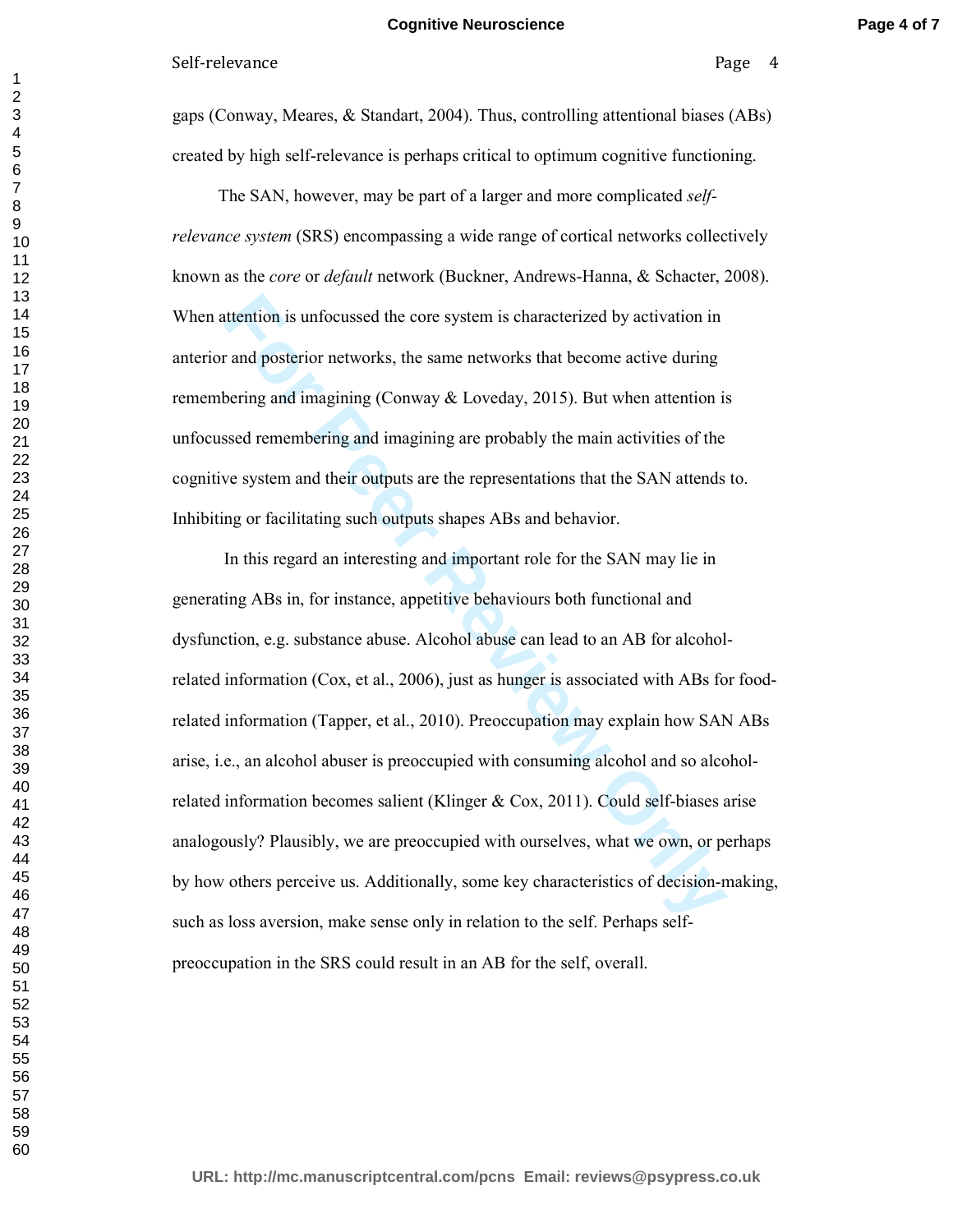gaps (Conway, Meares, & Standart, 2004). Thus, controlling attentional biases (ABs) created by high self-relevance is perhaps critical to optimum cognitive functioning.

The SAN, however, may be part of a larger and more complicated *self-relevance system* (SRS) encompassing a wide range of cortical networks collectively known as the *core* or *default* network (Buckner, Andrews-Hanna, & Schacter, 2008). When attention is unfocussed the core system is characterized by activation in anterior and posterior networks, the same networks that become active during remembering and imagining (Conway & Loveday, 2015). But when attention is unfocussed remembering and imagining are probably the main activities of the cognitive system and their outputs are the representations that the SAN attends to. Inhibiting or facilitating such outputs shapes ABs and behavior.

In this regard an interesting and important role for the SAN may lie in generating ABs in, for instance, appetitive behaviours both functional and dysfunction, e.g. substance abuse. Alcohol abuse can lead to an AB for alcohol-related information (Cox, et al., 2006), just as hunger is associated with ABs for food-related information (Tapper, et al., 2010). Preoccupation may explain how SAN ABs arise, i.e., an alcohol abuser is preoccupied with consuming alcohol and so alcohol-related information becomes salient (Klinger & Cox, 2011). Could self-biases arise analogously? Plausibly, we are preoccupied with ourselves, what we own, or perhaps by how others perceive us. Additionally, some key characteristics of decision-making, such as loss aversion, make sense only in relation to the self. Perhaps self-preoccupation in the SRS could result in an AB for the self, overall.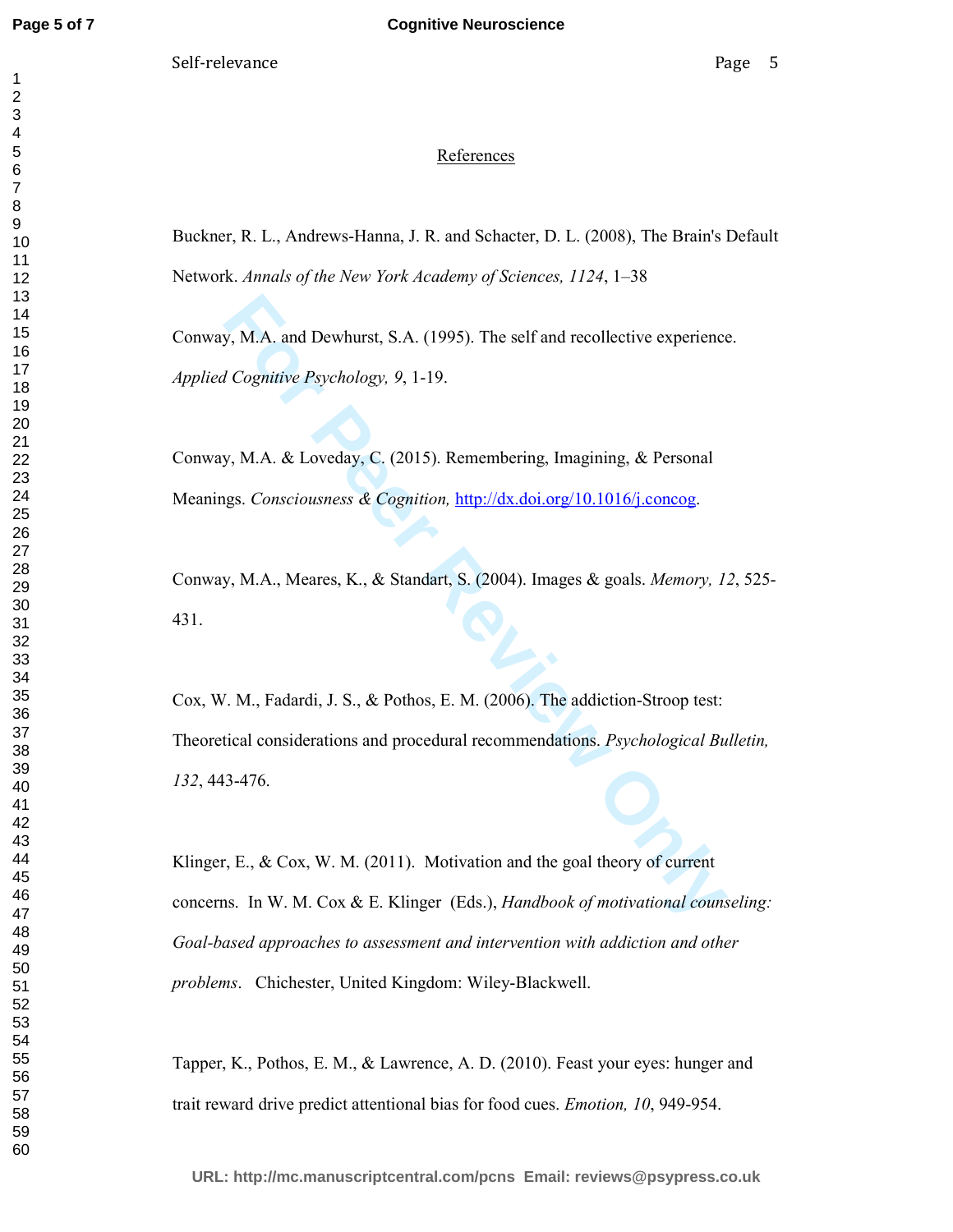## References

Buckner, R. L., Andrews-Hanna, J. R. and Schacter, D. L. (2008), The Brain's Default Network. *Annals of the New York Academy of Sciences, 1124*, 1–38

Conway, M.A. and Dewhurst, S.A. (1995). The self and recollective experience. *Applied Cognitive Psychology, 9*, 1-19.

Conway, M.A. & Loveday, C. (2015). Remembering, Imagining, & Personal Meanings. *Consciousness & Cognition,* http://dx.doi.org/10.1016/j.concog.

Conway, M.A., Meares, K., & Standart, S. (2004). Images & goals. *Memory, 12*, 525-431.

Cox, W. M., Fadardi, J. S., & Pothos, E. M. (2006). The addiction-Stroop test: Theoretical considerations and procedural recommendations. *Psychological Bulletin, 132*, 443-476.

Klinger, E., & Cox, W. M. (2011). Motivation and the goal theory of current concerns. In W. M. Cox & E. Klinger (Eds.), *Handbook of motivational counseling: Goal-based approaches to assessment and intervention with addiction and other problems*. Chichester, United Kingdom: Wiley-Blackwell.

Tapper, K., Pothos, E. M., & Lawrence, A. D. (2010). Feast your eyes: hunger and trait reward drive predict attentional bias for food cues. *Emotion, 10*, 949-954.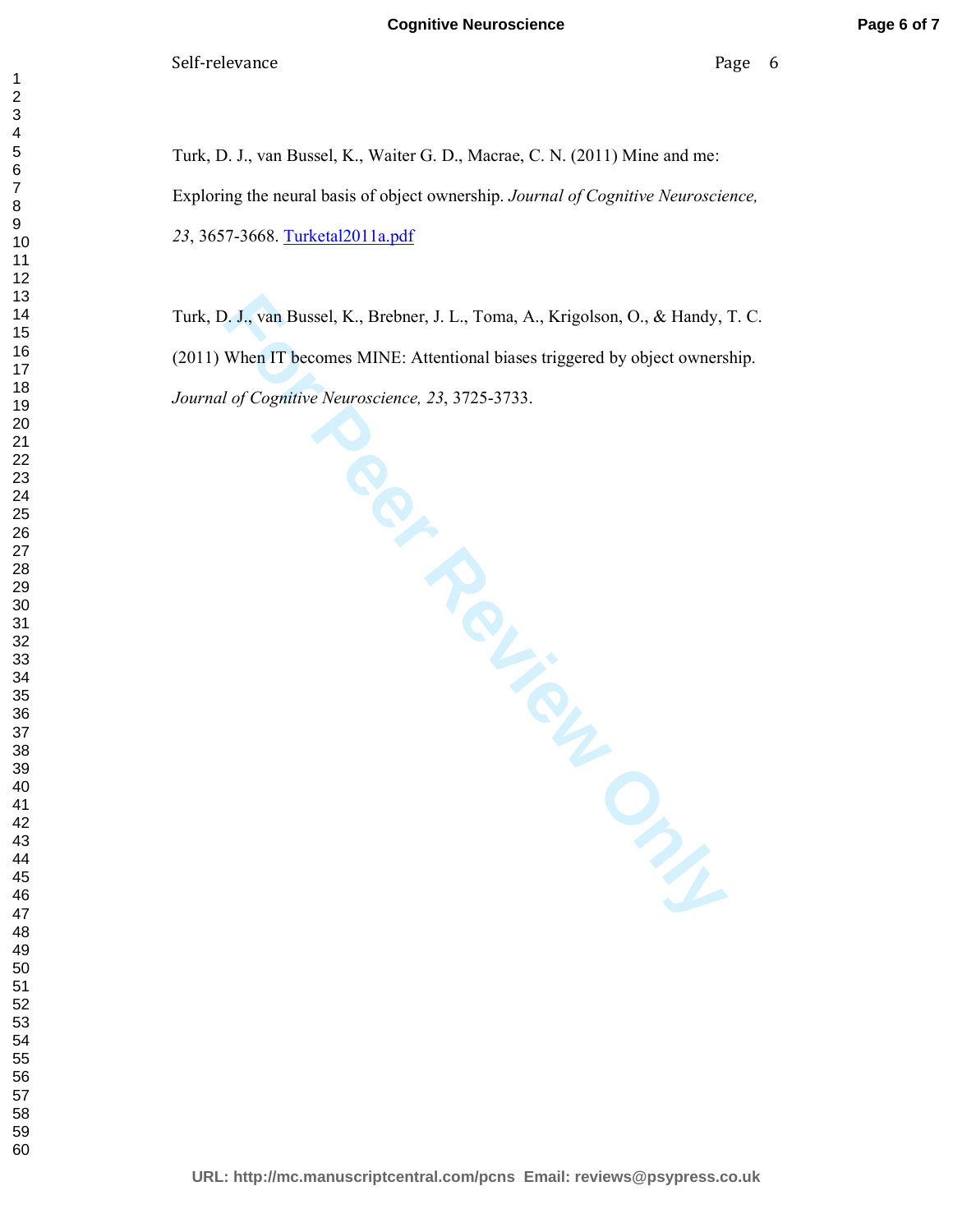Turk, D. J., van Bussel, K., Waiter G. D., Macrae, C. N. (2011) Mine and me: Exploring the neural basis of object ownership. *Journal of Cognitive Neuroscience, 23*, 3657-3668. [Turketal2011a.pdf]

Turk, D. J., van Bussel, K., Brebner, J. L., Toma, A., Krigolson, O., & Handy, T. C. (2011) When IT becomes MINE: Attentional biases triggered by object ownership. *Journal of Cognitive Neuroscience, 23*, 3725-3733.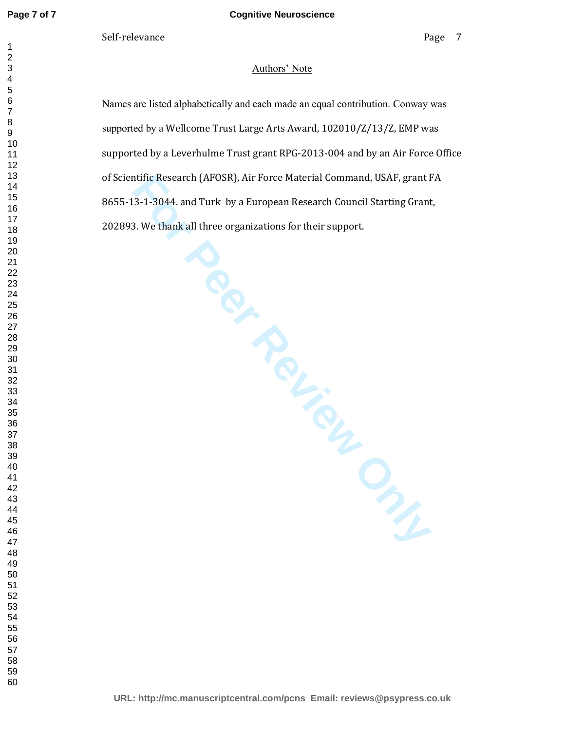## Authors' Note

Names are listed alphabetically and each made an equal contribution. Conway was supported by a Wellcome Trust Large Arts Award, 102010/Z/13/Z, EMP was supported by a Leverhulme Trust grant RPG-2013-004 and by an Air Force Office of Scientific Research (AFOSR), Air Force Material Command, USAF, grant FA 8655-13-1-3044. and Turk by a European Research Council Starting Grant, 202893. We thank all three organizations for their support.